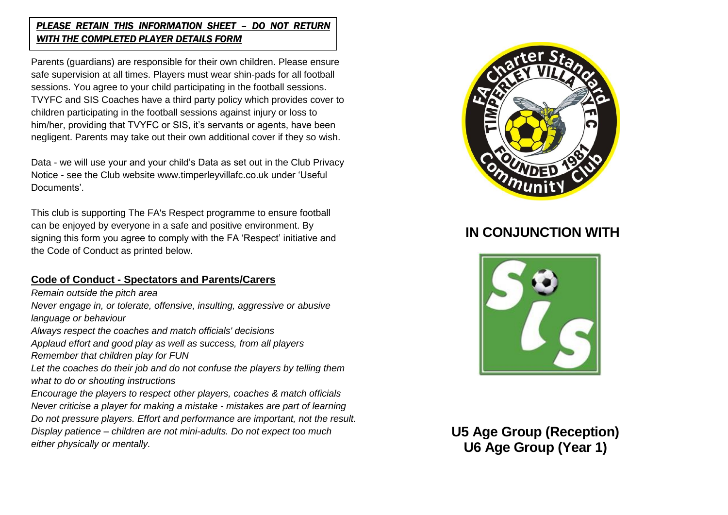***PLEASE RETAIN THIS INFORMATION SHEET – DO NOT RETURN WITH THE COMPLETED PLAYER DETAILS FORM***

Parents (guardians) are responsible for their own children. Please ensure safe supervision at all times. Players must wear shin-pads for all football sessions. You agree to your child participating in the football sessions. TVYFC and SIS Coaches have a third party policy which provides cover to children participating in the football sessions against injury or loss to him/her, providing that TVYFC or SIS, it's servants or agents, have been negligent. Parents may take out their own additional cover if they so wish.

Data - we will use your and your child's Data as set out in the Club Privacy Notice - see the Club website www.timperleyvillafc.co.uk under 'Useful Documents'.

This club is supporting The FA's Respect programme to ensure football can be enjoyed by everyone in a safe and positive environment. By signing this form you agree to comply with the FA 'Respect' initiative and the Code of Conduct as printed below.

## Code of Conduct - Spectators and Parents/Carers

*Remain outside the pitch area*
*Never engage in, or tolerate, offensive, insulting, aggressive or abusive language or behaviour*
*Always respect the coaches and match officials' decisions*
*Applaud effort and good play as well as success, from all players*
*Remember that children play for FUN*
*Let the coaches do their job and do not confuse the players by telling them what to do or shouting instructions*
*Encourage the players to respect other players, coaches & match officials*
*Never criticise a player for making a mistake - mistakes are part of learning*
*Do not pressure players. Effort and performance are important, not the result.*
*Display patience – children are not mini-adults. Do not expect too much either physically or mentally.*

FA Charter Standard
TIMPERLEY VILLA JFC
FOUNDED 1981
Community Club

## IN CONJUNCTION WITH

SiS

## U5 Age Group (Reception)
## U6 Age Group (Year 1)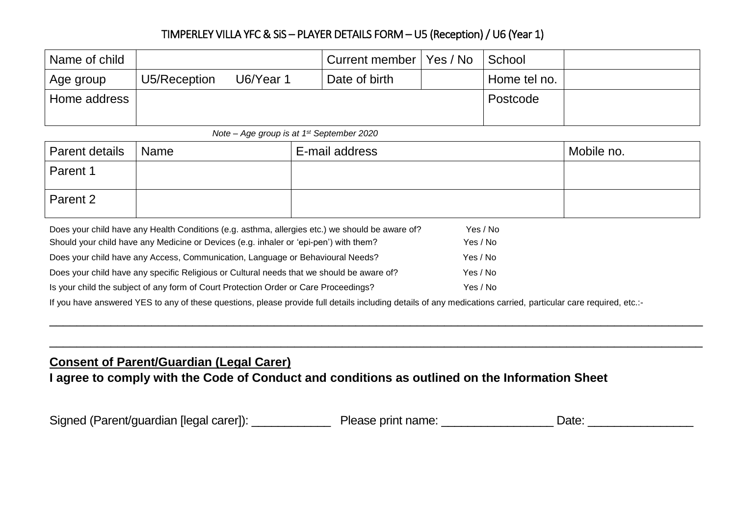## TIMPERLEY VILLA YFC & SiS – PLAYER DETAILS FORM – U5 (Reception) / U6 (Year 1)

| | | | | | |
|---|---|---|---|---|---|
| Name of child | | Current member | Yes / No | School | |
| Age group | U5/Reception U6/Year 1 | Date of birth | | Home tel no. | |
| Home address | | | | Postcode | |

*Note – Age group is at 1st September 2020*

| Parent details | Name | E-mail address | Mobile no. |
|---|---|---|---|
| Parent 1 | | | |
| Parent 2 | | | |

Does your child have any Health Conditions (e.g. asthma, allergies etc.) we should be aware of? Yes / No

Should your child have any Medicine or Devices (e.g. inhaler or 'epi-pen') with them? Yes / No

Does your child have any Access, Communication, Language or Behavioural Needs? Yes / No

Does your child have any specific Religious or Cultural needs that we should be aware of? Yes / No

Is your child the subject of any form of Court Protection Order or Care Proceedings? Yes / No

If you have answered YES to any of these questions, please provide full details including details of any medications carried, particular care required, etc.:-

\_\_\_\_\_\_\_\_\_\_\_\_\_\_\_\_\_\_\_\_\_\_\_\_\_\_\_\_\_\_\_\_\_\_\_\_\_\_\_\_\_\_\_\_\_\_\_\_\_\_\_\_\_\_\_\_\_\_\_\_\_\_\_\_\_\_\_\_\_\_\_\_\_\_\_\_

\_\_\_\_\_\_\_\_\_\_\_\_\_\_\_\_\_\_\_\_\_\_\_\_\_\_\_\_\_\_\_\_\_\_\_\_\_\_\_\_\_\_\_\_\_\_\_\_\_\_\_\_\_\_\_\_\_\_\_\_\_\_\_\_\_\_\_\_\_\_\_\_\_\_\_\_

**Consent of Parent/Guardian (Legal Carer)**

**I agree to comply with the Code of Conduct and conditions as outlined on the Information Sheet**

Signed (Parent/guardian [legal carer]): \_\_\_\_\_\_\_\_\_\_\_\_ Please print name: \_\_\_\_\_\_\_\_\_\_\_\_\_\_\_\_\_ Date: \_\_\_\_\_\_\_\_\_\_\_\_\_\_\_\_